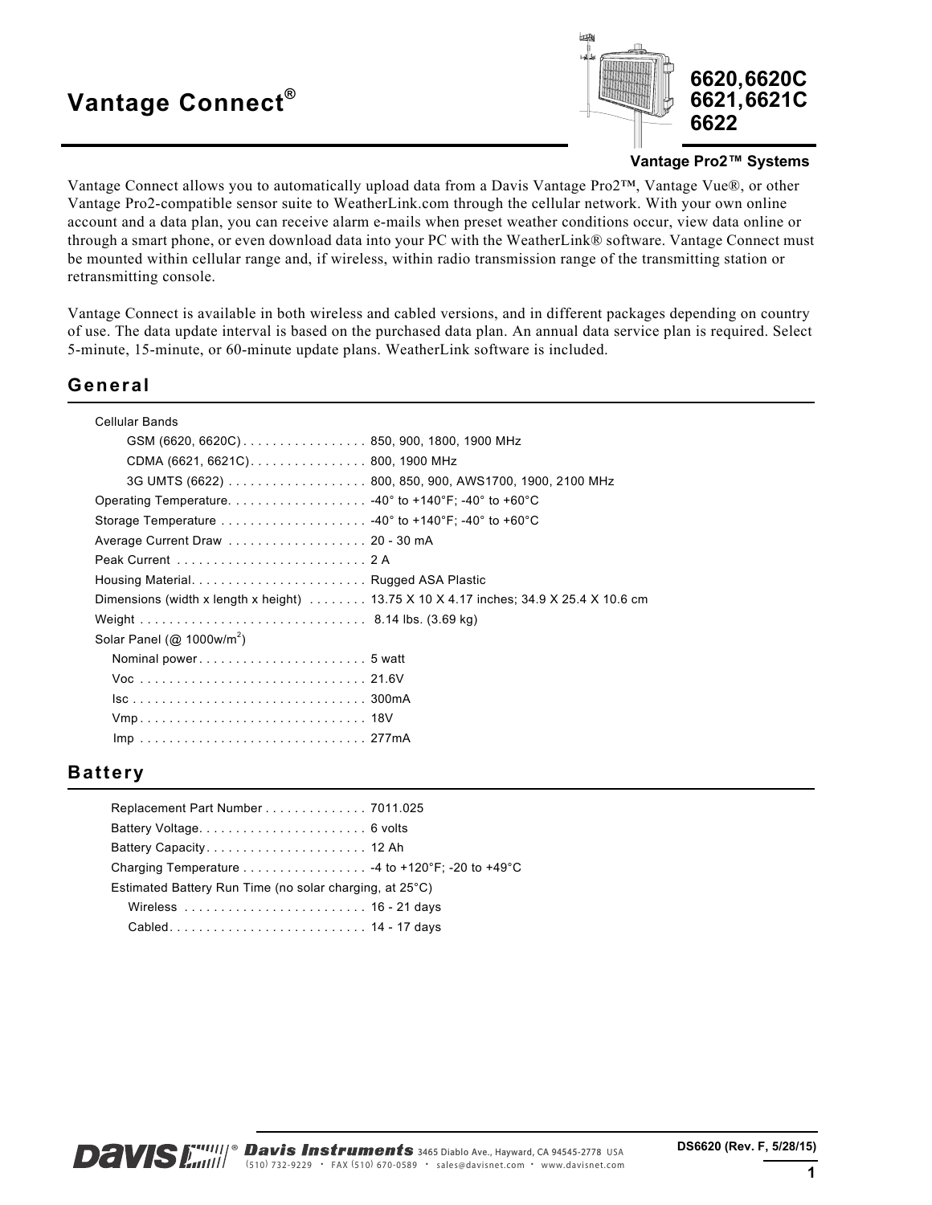# Vantage Connect®

**6620, 6620C**
**6621, 6621C**
**6622**

**Vantage Pro2™ Systems**

Vantage Connect allows you to automatically upload data from a Davis Vantage Pro2™, Vantage Vue®, or other Vantage Pro2-compatible sensor suite to WeatherLink.com through the cellular network. With your own online account and a data plan, you can receive alarm e-mails when preset weather conditions occur, view data online or through a smart phone, or even download data into your PC with the WeatherLink® software. Vantage Connect must be mounted within cellular range and, if wireless, within radio transmission range of the transmitting station or retransmitting console.

Vantage Connect is available in both wireless and cabled versions, and in different packages depending on country of use. The data update interval is based on the purchased data plan. An annual data service plan is required. Select 5-minute, 15-minute, or 60-minute update plans. WeatherLink software is included.

## General

Cellular Bands

- GSM (6620, 6620C) . . . . . . . . . . . . . . . . 850, 900, 1800, 1900 MHz
- CDMA (6621, 6621C) . . . . . . . . . . . . . . . 800, 1900 MHz
- 3G UMTS (6622) . . . . . . . . . . . . . . . . . . 800, 850, 900, AWS1700, 1900, 2100 MHz

Operating Temperature. . . . . . . . . . . . . . . . . . -40° to +140°F; -40° to +60°C

Storage Temperature . . . . . . . . . . . . . . . . . . . -40° to +140°F; -40° to +60°C

Average Current Draw . . . . . . . . . . . . . . . . . . 20 - 30 mA

Peak Current . . . . . . . . . . . . . . . . . . . . . . . . . 2 A

Housing Material. . . . . . . . . . . . . . . . . . . . . . . Rugged ASA Plastic

Dimensions (width x length x height) . . . . . . . . 13.75 X 10 X 4.17 inches; 34.9 X 25.4 X 10.6 cm

Weight . . . . . . . . . . . . . . . . . . . . . . . . . . . . . . 8.14 lbs. (3.69 kg)

Solar Panel (@ 1000w/m$^2$)

- Nominal power . . . . . . . . . . . . . . . . . . . . . . 5 watt
- Voc . . . . . . . . . . . . . . . . . . . . . . . . . . . . . . 21.6V
- Isc . . . . . . . . . . . . . . . . . . . . . . . . . . . . . . . 300mA
- Vmp . . . . . . . . . . . . . . . . . . . . . . . . . . . . . . 18V
- Imp . . . . . . . . . . . . . . . . . . . . . . . . . . . . . . 277mA

## Battery

Replacement Part Number . . . . . . . . . . . . . 7011.025

Battery Voltage. . . . . . . . . . . . . . . . . . . . . . 6 volts

Battery Capacity. . . . . . . . . . . . . . . . . . . . . 12 Ah

Charging Temperature . . . . . . . . . . . . . . . . . -4 to +120°F; -20 to +49°C

Estimated Battery Run Time (no solar charging, at 25°C)

- Wireless . . . . . . . . . . . . . . . . . . . . . . . . . 16 - 21 days
- Cabled. . . . . . . . . . . . . . . . . . . . . . . . . . . 14 - 17 days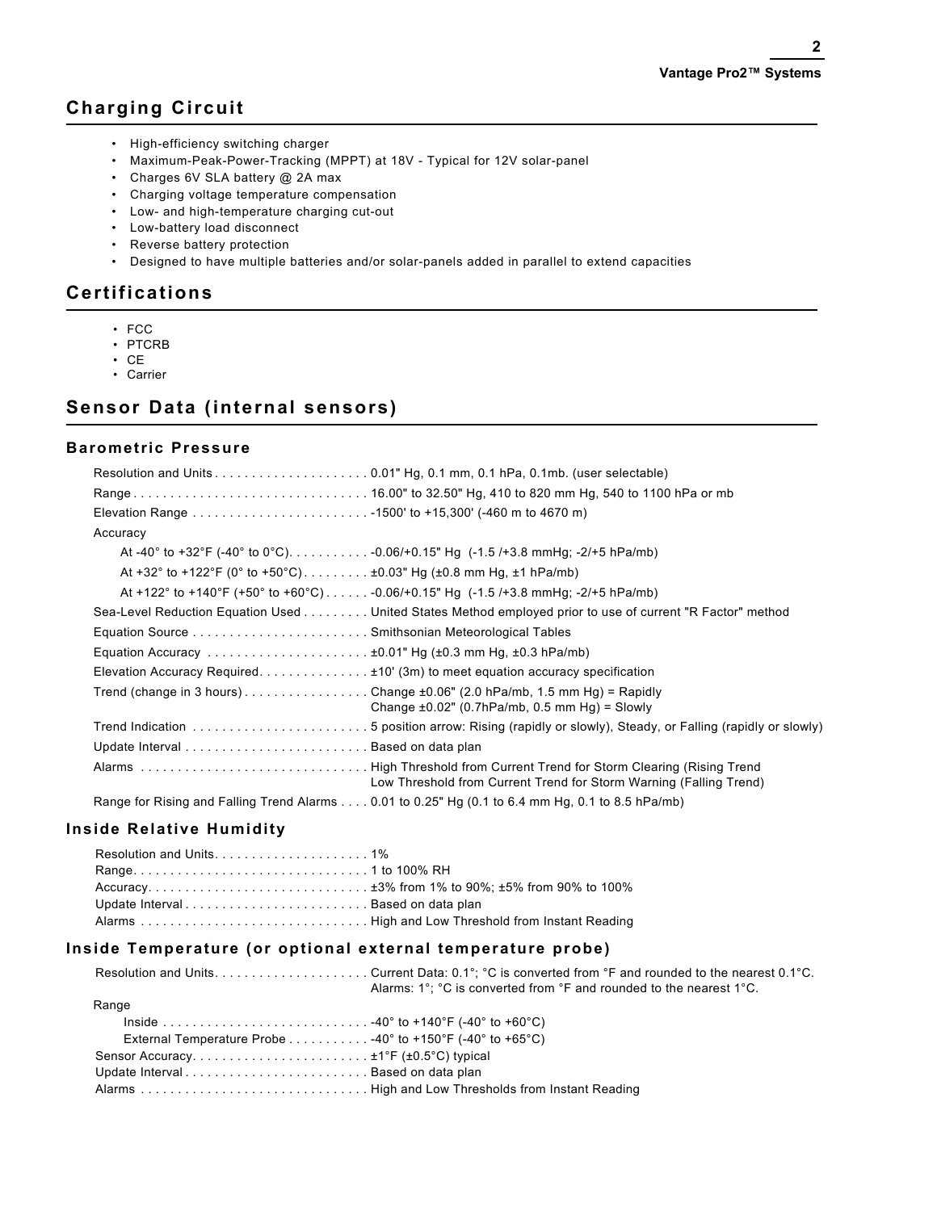## Charging Circuit

- High-efficiency switching charger
- Maximum-Peak-Power-Tracking (MPPT) at 18V - Typical for 12V solar-panel
- Charges 6V SLA battery @ 2A max
- Charging voltage temperature compensation
- Low- and high-temperature charging cut-out
- Low-battery load disconnect
- Reverse battery protection
- Designed to have multiple batteries and/or solar-panels added in parallel to extend capacities

## Certifications

- FCC
- PTCRB
- CE
- Carrier

## Sensor Data (internal sensors)

### Barometric Pressure

| | |
|---|---|
| Resolution and Units | 0.01" Hg, 0.1 mm, 0.1 hPa, 0.1mb. (user selectable) |
| Range | 16.00" to 32.50" Hg, 410 to 820 mm Hg, 540 to 1100 hPa or mb |
| Elevation Range | -1500' to +15,300' (-460 m to 4670 m) |
| Accuracy | |
| At -40° to +32°F (-40° to 0°C) | -0.06/+0.15" Hg (-1.5 /+3.8 mmHg; -2/+5 hPa/mb) |
| At +32° to +122°F (0° to +50°C) | ±0.03" Hg (±0.8 mm Hg, ±1 hPa/mb) |
| At +122° to +140°F (+50° to +60°C) | -0.06/+0.15" Hg (-1.5 /+3.8 mmHg; -2/+5 hPa/mb) |
| Sea-Level Reduction Equation Used | United States Method employed prior to use of current "R Factor" method |
| Equation Source | Smithsonian Meteorological Tables |
| Equation Accuracy | ±0.01" Hg (±0.3 mm Hg, ±0.3 hPa/mb) |
| Elevation Accuracy Required | ±10' (3m) to meet equation accuracy specification |
| Trend (change in 3 hours) | Change ±0.06" (2.0 hPa/mb, 1.5 mm Hg) = Rapidly<br>Change ±0.02" (0.7hPa/mb, 0.5 mm Hg) = Slowly |
| Trend Indication | 5 position arrow: Rising (rapidly or slowly), Steady, or Falling (rapidly or slowly) |
| Update Interval | Based on data plan |
| Alarms | High Threshold from Current Trend for Storm Clearing (Rising Trend<br>Low Threshold from Current Trend for Storm Warning (Falling Trend) |
| Range for Rising and Falling Trend Alarms | 0.01 to 0.25" Hg (0.1 to 6.4 mm Hg, 0.1 to 8.5 hPa/mb) |

### Inside Relative Humidity

| | |
|---|---|
| Resolution and Units | 1% |
| Range | 1 to 100% RH |
| Accuracy | ±3% from 1% to 90%; ±5% from 90% to 100% |
| Update Interval | Based on data plan |
| Alarms | High and Low Threshold from Instant Reading |

### Inside Temperature (or optional external temperature probe)

| | |
|---|---|
| Resolution and Units | Current Data: 0.1°; °C is converted from °F and rounded to the nearest 0.1°C.<br>Alarms: 1°; °C is converted from °F and rounded to the nearest 1°C. |
| Range | |
| Inside | -40° to +140°F (-40° to +60°C) |
| External Temperature Probe | -40° to +150°F (-40° to +65°C) |
| Sensor Accuracy | ±1°F (±0.5°C) typical |
| Update Interval | Based on data plan |
| Alarms | High and Low Thresholds from Instant Reading |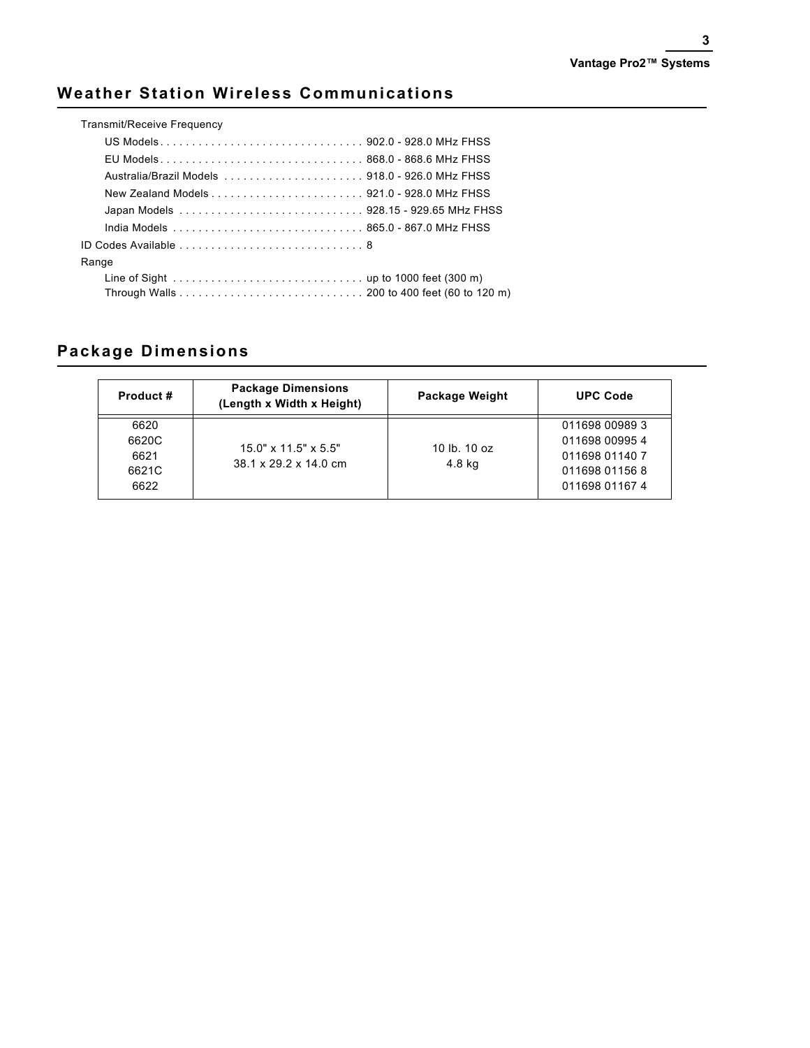## Weather Station Wireless Communications

Transmit/Receive Frequency

- US Models . . . . . . . . . . . . . . . . . . . . . . . . . . . . . . . . 902.0 - 928.0 MHz FHSS
- EU Models . . . . . . . . . . . . . . . . . . . . . . . . . . . . . . . . 868.0 - 868.6 MHz FHSS
- Australia/Brazil Models . . . . . . . . . . . . . . . . . . . . . . 918.0 - 926.0 MHz FHSS
- New Zealand Models . . . . . . . . . . . . . . . . . . . . . . . . 921.0 - 928.0 MHz FHSS
- Japan Models . . . . . . . . . . . . . . . . . . . . . . . . . . . . . 928.15 - 929.65 MHz FHSS
- India Models . . . . . . . . . . . . . . . . . . . . . . . . . . . . . . 865.0 - 867.0 MHz FHSS

ID Codes Available . . . . . . . . . . . . . . . . . . . . . . . . . . . . . 8

Range

- Line of Sight . . . . . . . . . . . . . . . . . . . . . . . . . . . . . . up to 1000 feet (300 m)
- Through Walls . . . . . . . . . . . . . . . . . . . . . . . . . . . . . 200 to 400 feet (60 to 120 m)

## Package Dimensions

| Product # | Package Dimensions (Length x Width x Height) | Package Weight | UPC Code |
|---|---|---|---|
| 6620<br>6620C<br>6621<br>6621C<br>6622 | 15.0" x 11.5" x 5.5"<br>38.1 x 29.2 x 14.0 cm | 10 lb. 10 oz<br>4.8 kg | 011698 00989 3<br>011698 00995 4<br>011698 01140 7<br>011698 01156 8<br>011698 01167 4 |